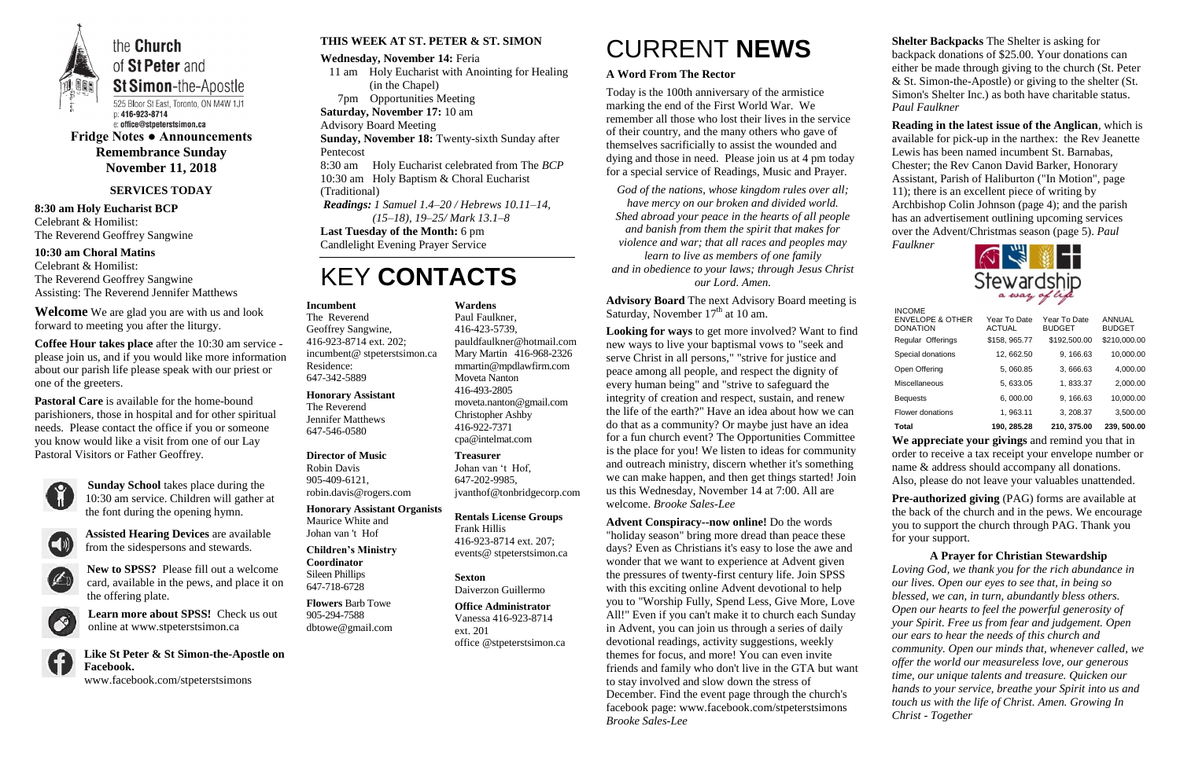the **Church** of **St Peter** and **St Simon**-the-Apostle

525 Bloor St East, Toronto, ON M4W 1J1
p: 416-923-8714
e: office@stpeterstsimon.ca

**Fridge Notes ● Announcements**
**Remembrance Sunday**
**November 11, 2018**

### SERVICES TODAY

**8:30 am Holy Eucharist BCP**
Celebrant & Homilist:
The Reverend Geoffrey Sangwine

**10:30 am Choral Matins**
Celebrant & Homilist:
The Reverend Geoffrey Sangwine
Assisting: The Reverend Jennifer Matthews

**Welcome** We are glad you are with us and look forward to meeting you after the liturgy.

**Coffee Hour takes place** after the 10:30 am service - please join us, and if you would like more information about our parish life please speak with our priest or one of the greeters.

**Pastoral Care** is available for the home-bound parishioners, those in hospital and for other spiritual needs. Please contact the office if you or someone you know would like a visit from one of our Lay Pastoral Visitors or Father Geoffrey.

**Sunday School** takes place during the 10:30 am service. Children will gather at the font during the opening hymn.

**Assisted Hearing Devices** are available from the sidespersons and stewards.

**New to SPSS?** Please fill out a welcome card, available in the pews, and place it on the offering plate.

**Learn more about SPSS!** Check us out online at www.stpeterstsimon.ca

**Like St Peter & St Simon-the-Apostle on Facebook.**
www.facebook.com/stpeterstsimons

### THIS WEEK AT ST. PETER & ST. SIMON

**Wednesday, November 14:** Feria
11 am Holy Eucharist with Anointing for Healing (in the Chapel)
7pm Opportunities Meeting
**Saturday, November 17:** 10 am
Advisory Board Meeting
**Sunday, November 18:** Twenty-sixth Sunday after Pentecost
8:30 am Holy Eucharist celebrated from The *BCP*
10:30 am Holy Baptism & Choral Eucharist (Traditional)
*Readings: 1 Samuel 1.4–20 / Hebrews 10.11–14, (15–18), 19–25/ Mark 13.1–8*
**Last Tuesday of the Month:** 6 pm
Candlelight Evening Prayer Service

# KEY **CONTACTS**

**Incumbent**
The Reverend
Geoffrey Sangwine,
416-923-8714 ext. 202;
incumbent@ stpeterstsimon.ca
Residence:
647-342-5889

**Honorary Assistant**
The Reverend
Jennifer Matthews
647-546-0580

**Director of Music**
Robin Davis
905-409-6121,
robin.davis@rogers.com

**Honorary Assistant Organists**
Maurice White and
Johan van 't Hof

**Children's Ministry Coordinator**
Sileen Phillips
647-718-6728

**Flowers** Barb Towe
905-294-7588
dbtowe@gmail.com

**Wardens**
Paul Faulkner,
416-423-5739,
pauldfaulkner@hotmail.com
Mary Martin 416-968-2326
mmartin@mpdlawfirm.com
Moveta Nanton
416-493-2805
moveta.nanton@gmail.com
Christopher Ashby
416-922-7371
cpa@intelmat.com

**Treasurer**
Johan van 't Hof,
647-202-9985,
jvanthof@tonbridgecorp.com

**Rentals License Groups**
Frank Hillis
416-923-8714 ext. 207;
events@ stpeterstsimon.ca

**Sexton**
Daiverzon Guillermo

**Office Administrator**
Vanessa 416-923-8714 ext. 201
office @stpeterstsimon.ca

# CURRENT **NEWS**

### A Word From The Rector

Today is the 100th anniversary of the armistice marking the end of the First World War. We remember all those who lost their lives in the service of their country, and the many others who gave of themselves sacrificially to assist the wounded and dying and those in need. Please join us at 4 pm today for a special service of Readings, Music and Prayer.

*God of the nations, whose kingdom rules over all; have mercy on our broken and divided world. Shed abroad your peace in the hearts of all people and banish from them the spirit that makes for violence and war; that all races and peoples may learn to live as members of one family and in obedience to your laws; through Jesus Christ our Lord. Amen.*

**Advisory Board** The next Advisory Board meeting is Saturday, November 17th at 10 am.

**Looking for ways** to get more involved? Want to find new ways to live your baptismal vows to "seek and serve Christ in all persons," "strive for justice and peace among all people, and respect the dignity of every human being" and "strive to safeguard the integrity of creation and respect, sustain, and renew the life of the earth?" Have an idea about how we can do that as a community? Or maybe just have an idea for a fun church event? The Opportunities Committee is the place for you! We listen to ideas for community and outreach ministry, discern whether it's something we can make happen, and then get things started! Join us this Wednesday, November 14 at 7:00. All are welcome. *Brooke Sales-Lee*

**Advent Conspiracy--now online!** Do the words "holiday season" bring more dread than peace these days? Even as Christians it's easy to lose the awe and wonder that we want to experience at Advent given the pressures of twenty-first century life. Join SPSS with this exciting online Advent devotional to help you to "Worship Fully, Spend Less, Give More, Love All!" Even if you can't make it to church each Sunday in Advent, you can join us through a series of daily devotional readings, activity suggestions, weekly themes for focus, and more! You can even invite friends and family who don't live in the GTA but want to stay involved and slow down the stress of December. Find the event page through the church's facebook page: www.facebook.com/stpeterstsimons *Brooke Sales-Lee*

**Shelter Backpacks** The Shelter is asking for backpack donations of $25.00. Your donations can either be made through giving to the church (St. Peter & St. Simon-the-Apostle) or giving to the shelter (St. Simon's Shelter Inc.) as both have charitable status. *Paul Faulkner*

**Reading in the latest issue of the Anglican**, which is available for pick-up in the narthex: the Rev Jeanette Lewis has been named incumbent St. Barnabas, Chester; the Rev Canon David Barker, Honorary Assistant, Parish of Haliburton ("In Motion", page 11); there is an excellent piece of writing by Archbishop Colin Johnson (page 4); and the parish has an advertisement outlining upcoming services over the Advent/Christmas season (page 5). *Paul Faulkner*

Stewardship *a way of life*

| INCOME ENVELOPE & OTHER DONATION | Year To Date ACTUAL | Year To Date BUDGET | ANNUAL BUDGET |
|---|---|---|---|
| Regular Offerings | $158, 965.77 | $192,500.00 | $210,000.00 |
| Special donations | 12, 662.50 | 9, 166.63 | 10,000.00 |
| Open Offering | 5, 060.85 | 3, 666.63 | 4,000.00 |
| Miscellaneous | 5, 633.05 | 1, 833.37 | 2,000.00 |
| Bequests | 6, 000.00 | 9, 166.63 | 10,000.00 |
| Flower donations | 1, 963.11 | 3, 208.37 | 3,500.00 |
| **Total** | **190, 285.28** | **210, 375.00** | **239, 500.00** |

**We appreciate your givings** and remind you that in order to receive a tax receipt your envelope number or name & address should accompany all donations. Also, please do not leave your valuables unattended.

**Pre-authorized giving** (PAG) forms are available at the back of the church and in the pews. We encourage you to support the church through PAG. Thank you for your support.

### A Prayer for Christian Stewardship

*Loving God, we thank you for the rich abundance in our lives. Open our eyes to see that, in being so blessed, we can, in turn, abundantly bless others. Open our hearts to feel the powerful generosity of your Spirit. Free us from fear and judgement. Open our ears to hear the needs of this church and community. Open our minds that, whenever called, we offer the world our measureless love, our generous time, our unique talents and treasure. Quicken our hands to your service, breathe your Spirit into us and touch us with the life of Christ. Amen. Growing In Christ - Together*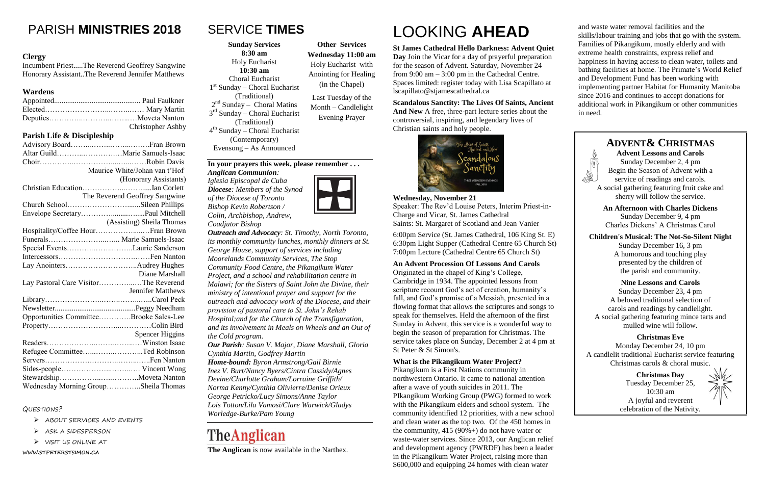# PARISH **MINISTRIES 2018**

### Clergy

Incumbent Priest.....The Reverend Geoffrey Sangwine
Honorary Assistant..The Reverend Jennifer Matthews

### Wardens

Appointed............................................. Paul Faulkner
Elected……………………..……..…… Mary Martin
Deputies…………..………..……..….Moveta Nanton
Christopher Ashby

### Parish Life & Discipleship

Advisory Board……..……..……..……Fran Brown
Altar Guild………..……………Marie Samuels-Isaac
Choir…………..……………..……..……Robin Davis
Maurice White/Johan van t'Hof
(Honorary Assistants)
Christian Education……………..……......Ian Corlett
The Reverend Geoffrey Sangwine
Church School………………………......Sileen Phillips
Envelope Secretary……………......…....Paul Mitchell
(Assisting) Sheila Thomas
Hospitality/Coffee Hour………………....…Fran Brown
Funerals………………..….... Marie Samuels-Isaac
Special Events………..……..……..Laurie Sanderson
Intercessors……………………………..……Fen Nanton
Lay Anointers………………………..Audrey Hughes
Diane Marshall
Lay Pastoral Care Visitor…………..….The Reverend
Jennifer Matthews
Library………………..……..……..…..Carol Peck
Newsletter..........................................Peggy Needham
Opportunities Committee…………Brooke Sales-Lee
Property……………………..…………Colin Bird
Spencer Higgins
Readers………………..……..……..….Winston Isaac
Refugee Committee…...……..……..…Ted Robinson
Servers…………………..……..……..…..Fen Nanton
Sides-people………………..……..…. Vincent Wong
Stewardship……………..……..……..Moveta Nanton
Wednesday Morning Group…………..Sheila Thomas

QUESTIONS?

- ABOUT SERVICES AND EVENTS
- ASK A SIDESPERSON
- VISIT US ONLINE AT

WWW.STPETERSTSIMON.CA

# SERVICE **TIMES**

**Sunday Services**
**8:30 am**
Holy Eucharist
**10:30 am**
Choral Eucharist
1st Sunday – Choral Eucharist (Traditional)
2nd Sunday – Choral Matins
3rd Sunday – Choral Eucharist (Traditional)
4th Sunday – Choral Eucharist (Contemporary)
Evensong – As Announced

**Other Services**
**Wednesday 11:00 am**
Holy Eucharist with Anointing for Healing (in the Chapel)
Last Tuesday of the Month – Candlelight Evening Prayer

**In your prayers this week, please remember . . .**

***Anglican Communion**:*
*Iglesia Episcopal de Cuba*
***Diocese**: Members of the Synod of the Diocese of Toronto Bishop Kevin Robertson / Colin, Archbishop, Andrew, Coadjutor Bishop*
***Outreach and Advocacy**: St. Timothy, North Toronto, its monthly community lunches, monthly dinners at St. George House, support of services including Moorelands Community Services, The Stop Community Food Centre, the Pikangikum Water Project, and a school and rehabilitation centre in Malawi; for the Sisters of Saint John the Divine, their ministry of intentional prayer and support for the outreach and advocacy work of the Diocese, and their provision of pastoral care to St. John's Rehab Hospital;and for the Church of the Transfiguration, and its involvement in Meals on Wheels and an Out of the Cold program.*
***Our Parish**: Susan V. Major, Diane Marshall, Gloria Cynthia Martin, Godfrey Martin*
***Home-bound:** Byron Armstrong/Gail Birnie Inez V. Burt/Nancy Byers/Cintra Cassidy/Agnes Devine/Charlotte Graham/Lorraine Griffith/ Norma Kenny/Cynthia Olivierre/Denise Orieux George Petricko/Lucy Simons/Anne Taylor Lois Totton/Lila Vamosi/Clare Warwick/Gladys Worledge-Burke/Pam Young*

**TheAnglican**

**The Anglican** is now available in the Narthex.

# LOOKING **AHEAD**

**St James Cathedral Hello Darkness: Advent Quiet Day** Join the Vicar for a day of prayerful preparation for the season of Advent. Saturday, November 24 from 9:00 am – 3:00 pm in the Cathedral Centre. Spaces limited: register today with Lisa Scapillato at lscapillato@stjamescathedral.ca

**Scandalous Sanctity: The Lives Of Saints, Ancient And New** A free, three-part lecture series about the controversial, inspiring, and legendary lives of Christian saints and holy people.

**Wednesday, November 21**
Speaker: The Rev'd Louise Peters, Interim Priest-in-Charge and Vicar, St. James Cathedral
Saints: St. Margaret of Scotland and Jean Vanier

6:00pm Service (St. James Cathedral, 106 King St. E)
6:30pm Light Supper (Cathedral Centre 65 Church St)
7:00pm Lecture (Cathedral Centre 65 Church St)

**An Advent Procession Of Lessons And Carols**
Originated in the chapel of King's College, Cambridge in 1934. The appointed lessons from scripture recount God's act of creation, humanity's fall, and God's promise of a Messiah, presented in a flowing format that allows the scriptures and songs to speak for themselves. Held the afternoon of the first Sunday in Advent, this service is a wonderful way to begin the season of preparation for Christmas. The service takes place on Sunday, December 2 at 4 pm at St Peter & St Simon's.

**What is the Pikangikum Water Project?**
Pikangikum is a First Nations community in northwestern Ontario. It came to national attention after a wave of youth suicides in 2011. The PIkangikum Working Group (PWG) formed to work with the Pikangikum elders and school system. The community identified 12 priorities, with a new school and clean water as the top two. Of the 450 homes in the community, 415 (90%+) do not have water or waste-water services. Since 2013, our Anglican relief and development agency (PWRDF) has been a leader in the Pikangikum Water Project, raising more than \$600,000 and equipping 24 homes with clean water and waste water removal facilities and the skills/labour training and jobs that go with the system. Families of Pikangikum, mostly elderly and with extreme health constraints, express relief and happiness in having access to clean water, toilets and bathing facilities at home. The Primate's World Relief and Development Fund has been working with implementing partner Habitat for Humanity Manitoba since 2016 and continues to accept donations for additional work in Pikangikum or other communities in need.

## ADVENT& CHRISTMAS

**Advent Lessons and Carols**
Sunday December 2, 4 pm
Begin the Season of Advent with a service of readings and carols.
A social gathering featuring fruit cake and sherry will follow the service.

**An Afternoon with Charles Dickens**
Sunday December 9, 4 pm
Charles Dickens' A Christmas Carol

**Children's Musical: The Not-So-Silent Night**
Sunday December 16, 3 pm
A humorous and touching play presented by the children of the parish and community.

**Nine Lessons and Carols**
Sunday December 23, 4 pm
A beloved traditional selection of carols and readings by candlelight.
A social gathering featuring mince tarts and mulled wine will follow.

**Christmas Eve**
Monday December 24, 10 pm
A candlelit traditional Eucharist service featuring Christmas carols & choral music.

**Christmas Day**
Tuesday December 25, 10:30 am
A joyful and reverent celebration of the Nativity.